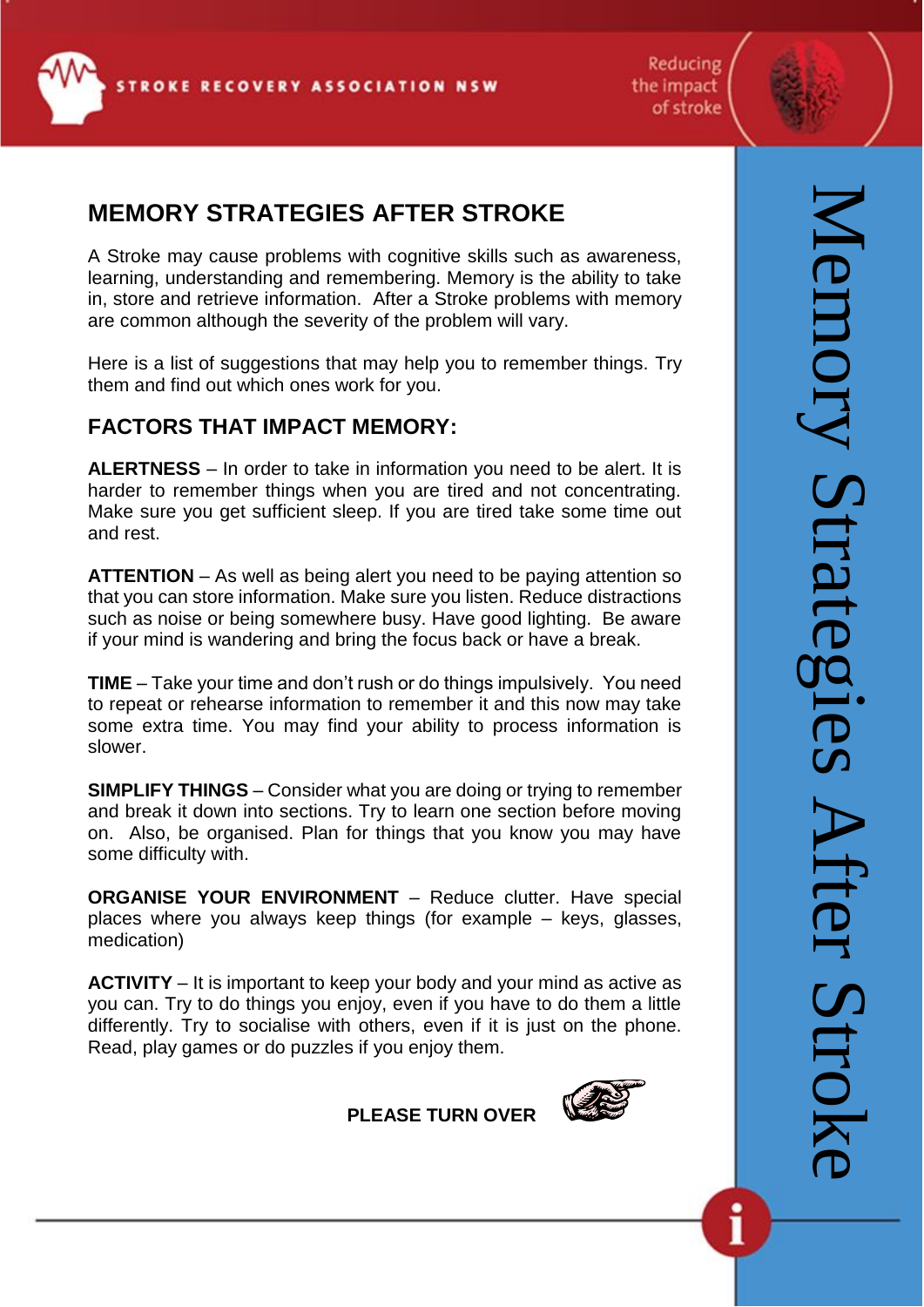STROKE RECOVERY ASSOCIATION NSW

Reducing the impact of stroke

Memory Strategies After Stroke

# MEMORY STRATEGIES AFTER STROKE

A Stroke may cause problems with cognitive skills such as awareness, learning, understanding and remembering. Memory is the ability to take in, store and retrieve information. After a Stroke problems with memory are common although the severity of the problem will vary.

Here is a list of suggestions that may help you to remember things. Try them and find out which ones work for you.

## FACTORS THAT IMPACT MEMORY:

**ALERTNESS** – In order to take in information you need to be alert. It is harder to remember things when you are tired and not concentrating. Make sure you get sufficient sleep. If you are tired take some time out and rest.

**ATTENTION** – As well as being alert you need to be paying attention so that you can store information. Make sure you listen. Reduce distractions such as noise or being somewhere busy. Have good lighting. Be aware if your mind is wandering and bring the focus back or have a break.

**TIME** – Take your time and don't rush or do things impulsively. You need to repeat or rehearse information to remember it and this now may take some extra time. You may find your ability to process information is slower.

**SIMPLIFY THINGS** – Consider what you are doing or trying to remember and break it down into sections. Try to learn one section before moving on. Also, be organised. Plan for things that you know you may have some difficulty with.

**ORGANISE YOUR ENVIRONMENT** – Reduce clutter. Have special places where you always keep things (for example – keys, glasses, medication)

**ACTIVITY** – It is important to keep your body and your mind as active as you can. Try to do things you enjoy, even if you have to do them a little differently. Try to socialise with others, even if it is just on the phone. Read, play games or do puzzles if you enjoy them.

**PLEASE TURN OVER**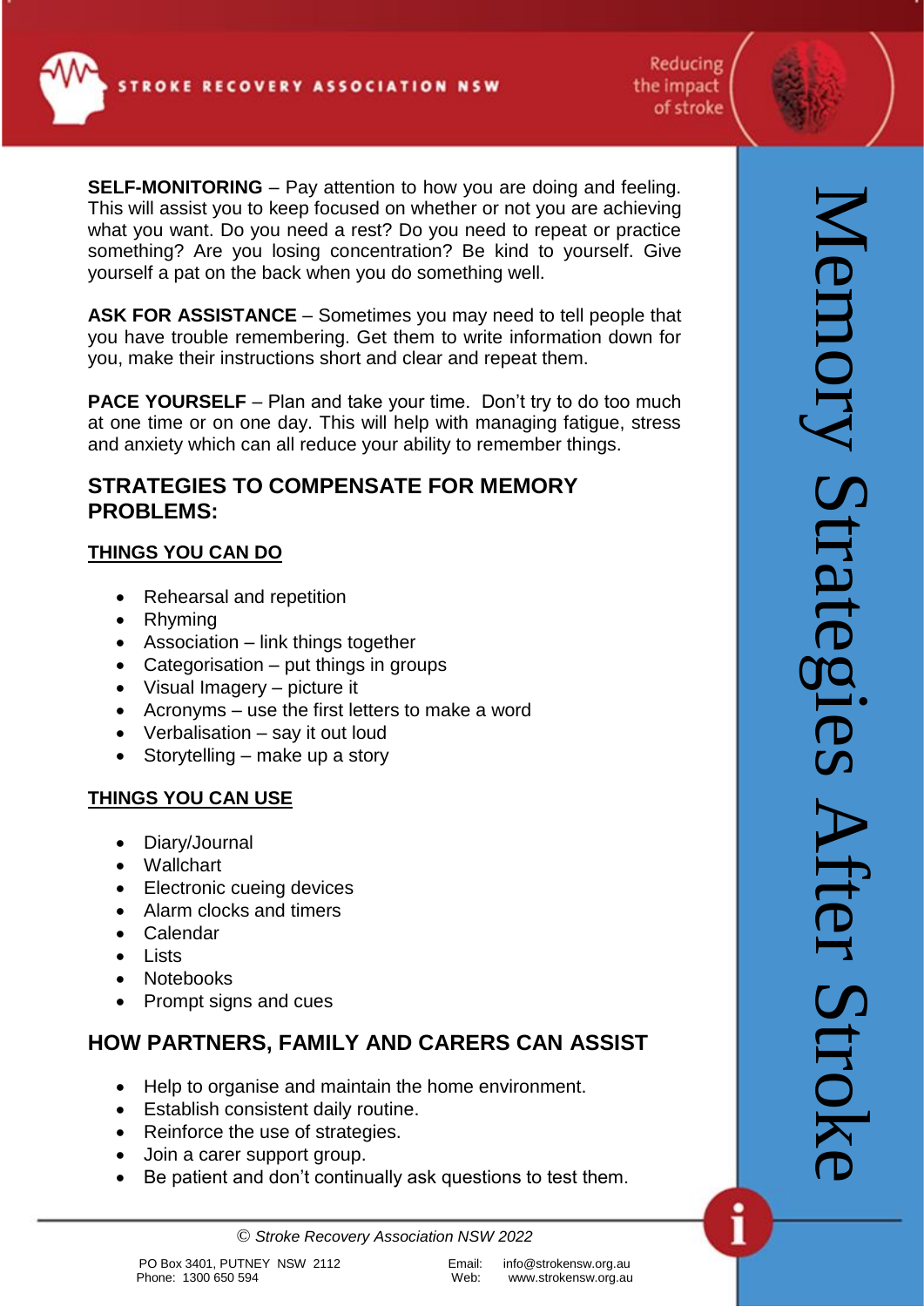**SELF-MONITORING** – Pay attention to how you are doing and feeling. This will assist you to keep focused on whether or not you are achieving what you want. Do you need a rest? Do you need to repeat or practice something? Are you losing concentration? Be kind to yourself. Give yourself a pat on the back when you do something well.

**ASK FOR ASSISTANCE** – Sometimes you may need to tell people that you have trouble remembering. Get them to write information down for you, make their instructions short and clear and repeat them.

**PACE YOURSELF** – Plan and take your time. Don't try to do too much at one time or on one day. This will help with managing fatigue, stress and anxiety which can all reduce your ability to remember things.

## STRATEGIES TO COMPENSATE FOR MEMORY PROBLEMS:

### THINGS YOU CAN DO

- Rehearsal and repetition
- Rhyming
- Association – link things together
- Categorisation – put things in groups
- Visual Imagery – picture it
- Acronyms – use the first letters to make a word
- Verbalisation – say it out loud
- Storytelling – make up a story

### THINGS YOU CAN USE

- Diary/Journal
- Wallchart
- Electronic cueing devices
- Alarm clocks and timers
- Calendar
- Lists
- Notebooks
- Prompt signs and cues

## HOW PARTNERS, FAMILY AND CARERS CAN ASSIST

- Help to organise and maintain the home environment.
- Establish consistent daily routine.
- Reinforce the use of strategies.
- Join a carer support group.
- Be patient and don't continually ask questions to test them.